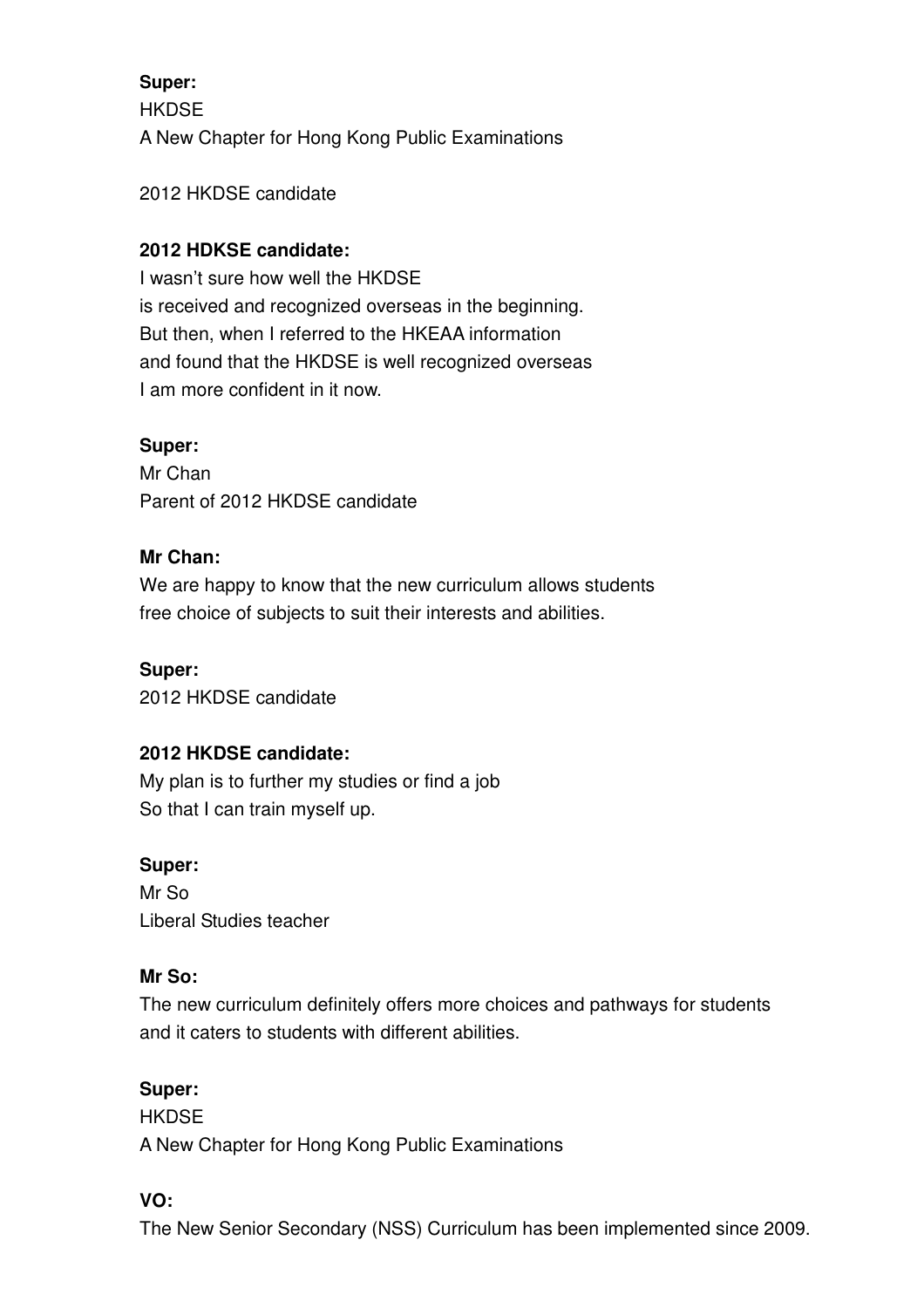**Super:**
HKDSE
A New Chapter for Hong Kong Public Examinations

2012 HKDSE candidate

**2012 HDKSE candidate:**
I wasn't sure how well the HKDSE
is received and recognized overseas in the beginning.
But then, when I referred to the HKEAA information
and found that the HKDSE is well recognized overseas
I am more confident in it now.

**Super:**
Mr Chan
Parent of 2012 HKDSE candidate

**Mr Chan:**
We are happy to know that the new curriculum allows students
free choice of subjects to suit their interests and abilities.

**Super:**
2012 HKDSE candidate

**2012 HKDSE candidate:**
My plan is to further my studies or find a job
So that I can train myself up.

**Super:**
Mr So
Liberal Studies teacher

**Mr So:**
The new curriculum definitely offers more choices and pathways for students
and it caters to students with different abilities.

**Super:**
HKDSE
A New Chapter for Hong Kong Public Examinations

**VO:**
The New Senior Secondary (NSS) Curriculum has been implemented since 2009.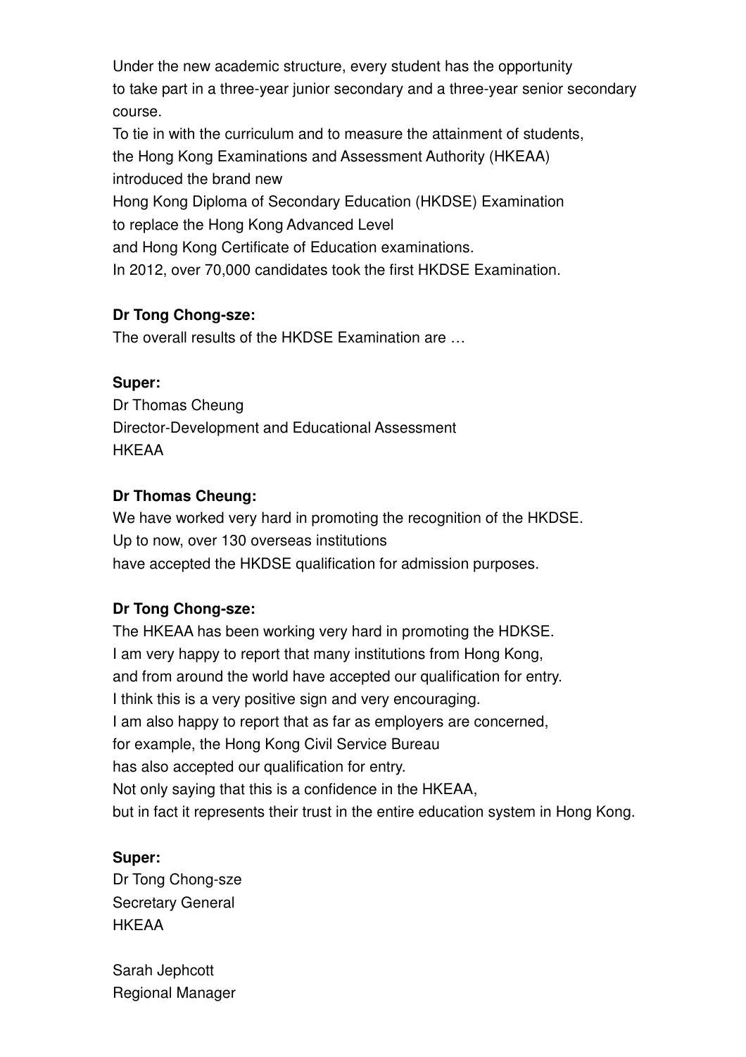Under the new academic structure, every student has the opportunity
to take part in a three-year junior secondary and a three-year senior secondary course.
To tie in with the curriculum and to measure the attainment of students,
the Hong Kong Examinations and Assessment Authority (HKEAA)
introduced the brand new
Hong Kong Diploma of Secondary Education (HKDSE) Examination
to replace the Hong Kong Advanced Level
and Hong Kong Certificate of Education examinations.
In 2012, over 70,000 candidates took the first HKDSE Examination.

**Dr Tong Chong-sze:**
The overall results of the HKDSE Examination are …

**Super:**
Dr Thomas Cheung
Director-Development and Educational Assessment
HKEAA

**Dr Thomas Cheung:**
We have worked very hard in promoting the recognition of the HKDSE.
Up to now, over 130 overseas institutions
have accepted the HKDSE qualification for admission purposes.

**Dr Tong Chong-sze:**
The HKEAA has been working very hard in promoting the HDKSE.
I am very happy to report that many institutions from Hong Kong,
and from around the world have accepted our qualification for entry.
I think this is a very positive sign and very encouraging.
I am also happy to report that as far as employers are concerned,
for example, the Hong Kong Civil Service Bureau
has also accepted our qualification for entry.
Not only saying that this is a confidence in the HKEAA,
but in fact it represents their trust in the entire education system in Hong Kong.

**Super:**
Dr Tong Chong-sze
Secretary General
HKEAA

Sarah Jephcott
Regional Manager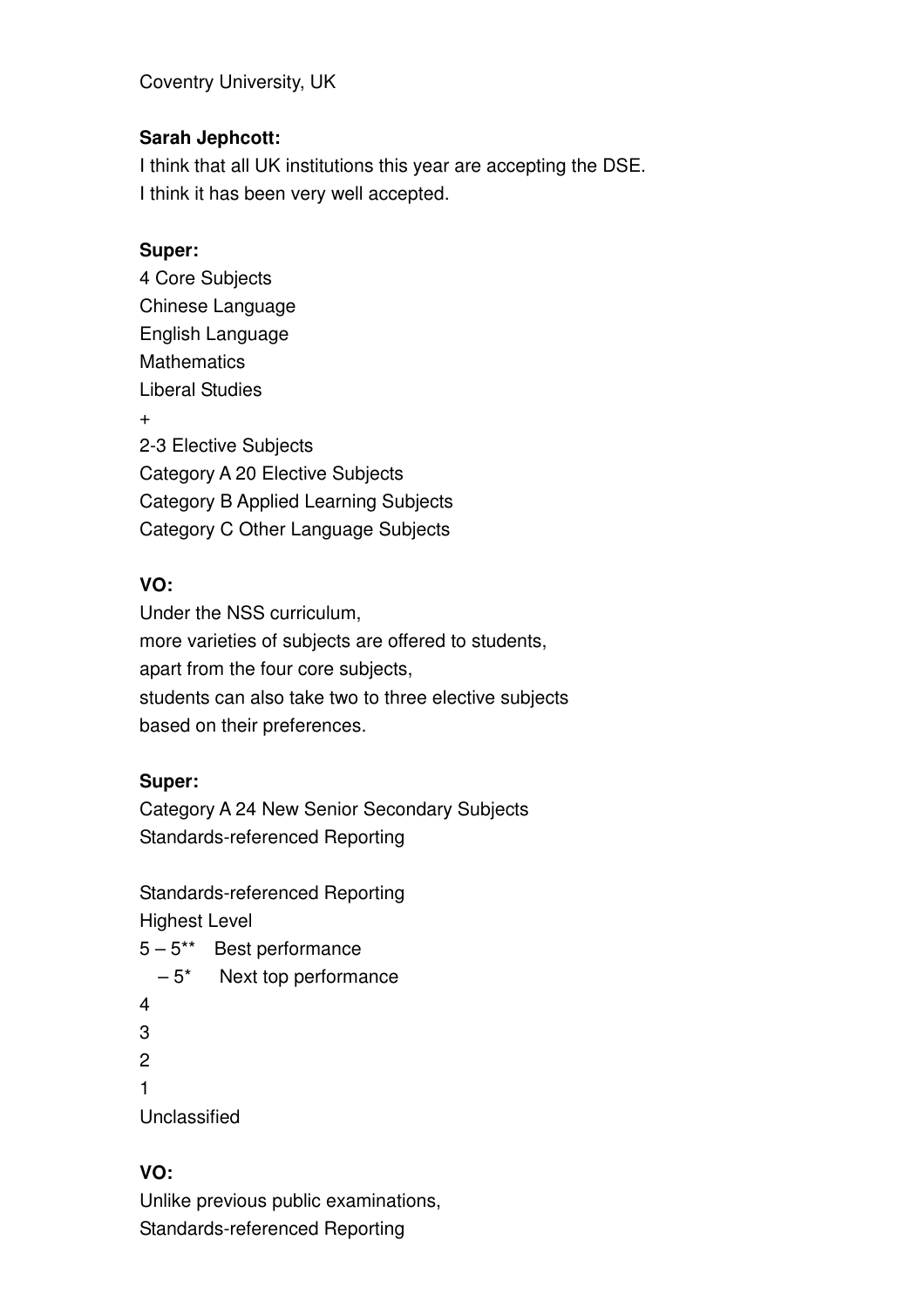Coventry University, UK

**Sarah Jephcott:**
I think that all UK institutions this year are accepting the DSE.
I think it has been very well accepted.

**Super:**
4 Core Subjects
Chinese Language
English Language
Mathematics
Liberal Studies
+
2-3 Elective Subjects
Category A 20 Elective Subjects
Category B Applied Learning Subjects
Category C Other Language Subjects

**VO:**
Under the NSS curriculum,
more varieties of subjects are offered to students,
apart from the four core subjects,
students can also take two to three elective subjects
based on their preferences.

**Super:**
Category A 24 New Senior Secondary Subjects
Standards-referenced Reporting

Standards-referenced Reporting
Highest Level
5 – 5** Best performance
– 5* Next top performance
4
3
2
1
Unclassified

**VO:**
Unlike previous public examinations,
Standards-referenced Reporting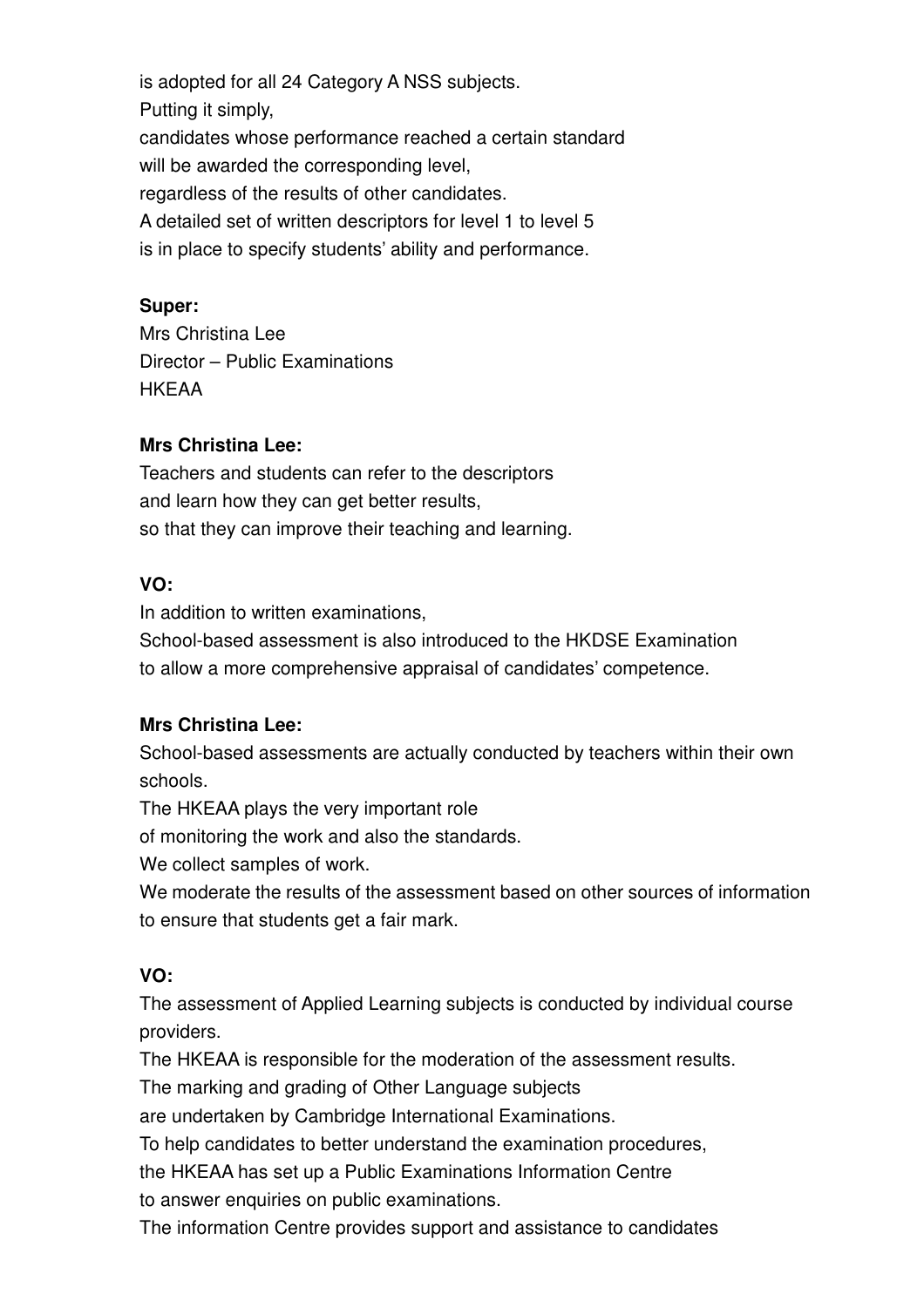is adopted for all 24 Category A NSS subjects.
Putting it simply,
candidates whose performance reached a certain standard
will be awarded the corresponding level,
regardless of the results of other candidates.
A detailed set of written descriptors for level 1 to level 5
is in place to specify students' ability and performance.

**Super:**
Mrs Christina Lee
Director – Public Examinations
HKEAA

**Mrs Christina Lee:**
Teachers and students can refer to the descriptors
and learn how they can get better results,
so that they can improve their teaching and learning.

**VO:**
In addition to written examinations,
School-based assessment is also introduced to the HKDSE Examination
to allow a more comprehensive appraisal of candidates' competence.

**Mrs Christina Lee:**
School-based assessments are actually conducted by teachers within their own schools.
The HKEAA plays the very important role
of monitoring the work and also the standards.
We collect samples of work.
We moderate the results of the assessment based on other sources of information
to ensure that students get a fair mark.

**VO:**
The assessment of Applied Learning subjects is conducted by individual course providers.
The HKEAA is responsible for the moderation of the assessment results.
The marking and grading of Other Language subjects
are undertaken by Cambridge International Examinations.
To help candidates to better understand the examination procedures,
the HKEAA has set up a Public Examinations Information Centre
to answer enquiries on public examinations.
The information Centre provides support and assistance to candidates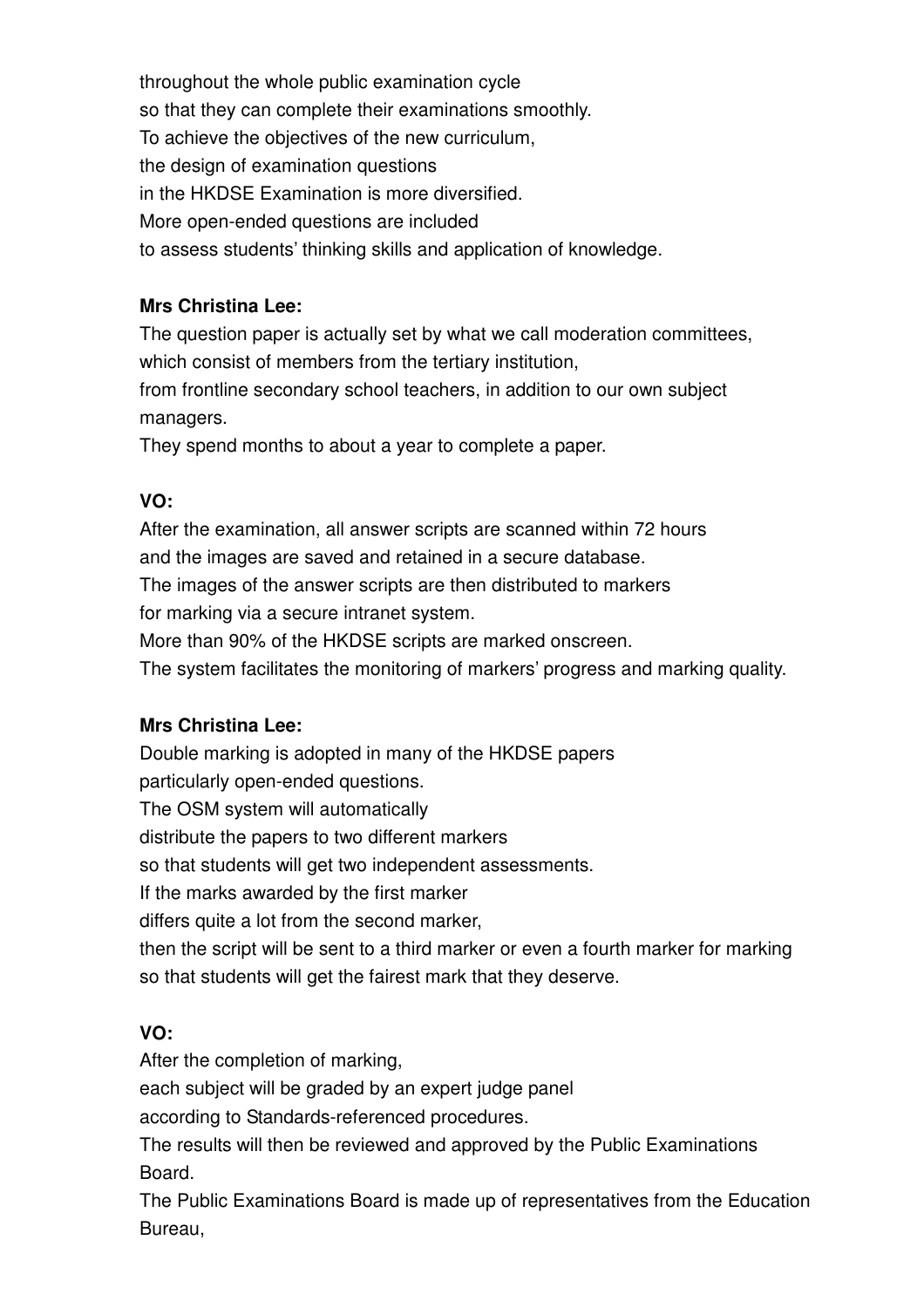throughout the whole public examination cycle
so that they can complete their examinations smoothly.
To achieve the objectives of the new curriculum,
the design of examination questions
in the HKDSE Examination is more diversified.
More open-ended questions are included
to assess students' thinking skills and application of knowledge.

**Mrs Christina Lee:**

The question paper is actually set by what we call moderation committees,
which consist of members from the tertiary institution,
from frontline secondary school teachers, in addition to our own subject managers.
They spend months to about a year to complete a paper.

**VO:**

After the examination, all answer scripts are scanned within 72 hours
and the images are saved and retained in a secure database.
The images of the answer scripts are then distributed to markers
for marking via a secure intranet system.
More than 90% of the HKDSE scripts are marked onscreen.
The system facilitates the monitoring of markers' progress and marking quality.

**Mrs Christina Lee:**

Double marking is adopted in many of the HKDSE papers
particularly open-ended questions.
The OSM system will automatically
distribute the papers to two different markers
so that students will get two independent assessments.
If the marks awarded by the first marker
differs quite a lot from the second marker,
then the script will be sent to a third marker or even a fourth marker for marking
so that students will get the fairest mark that they deserve.

**VO:**

After the completion of marking,
each subject will be graded by an expert judge panel
according to Standards-referenced procedures.
The results will then be reviewed and approved by the Public Examinations Board.
The Public Examinations Board is made up of representatives from the Education Bureau,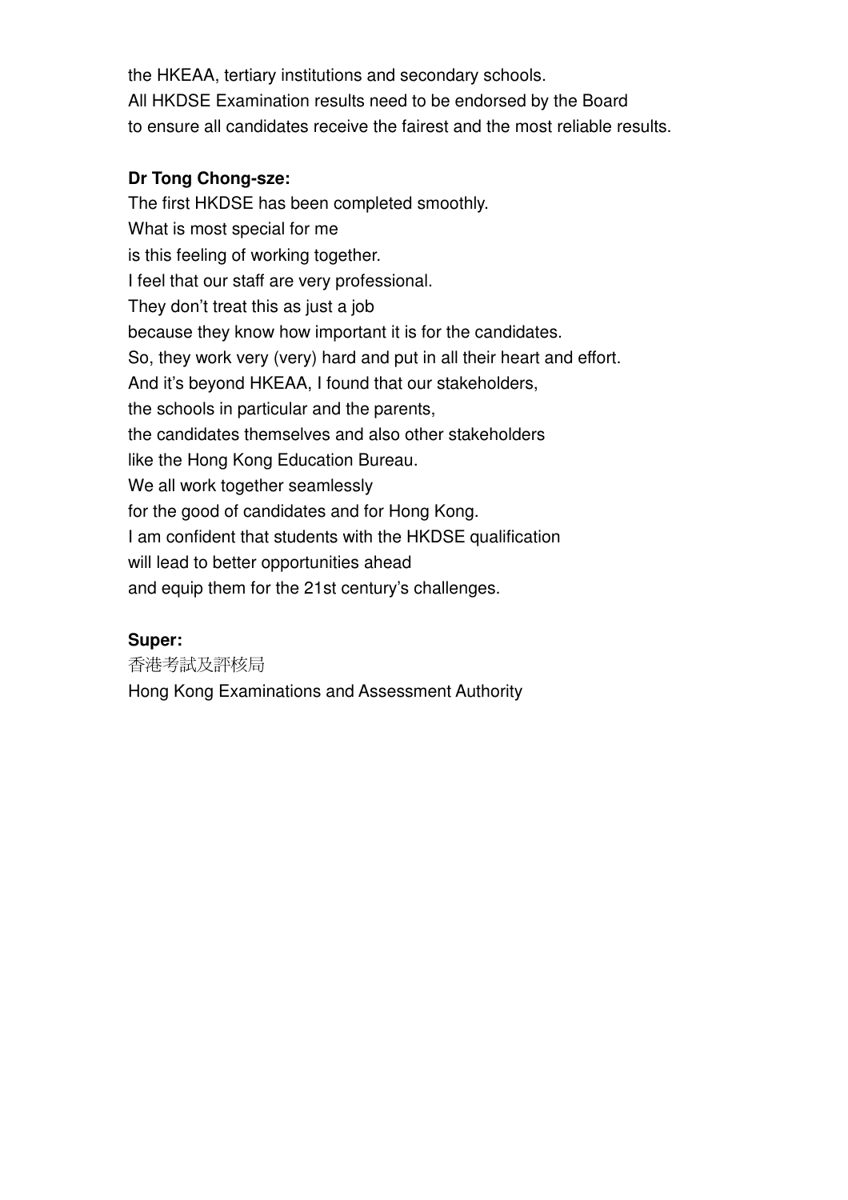the HKEAA, tertiary institutions and secondary schools.
All HKDSE Examination results need to be endorsed by the Board
to ensure all candidates receive the fairest and the most reliable results.

**Dr Tong Chong-sze:**
The first HKDSE has been completed smoothly.
What is most special for me
is this feeling of working together.
I feel that our staff are very professional.
They don't treat this as just a job
because they know how important it is for the candidates.
So, they work very (very) hard and put in all their heart and effort.
And it's beyond HKEAA, I found that our stakeholders,
the schools in particular and the parents,
the candidates themselves and also other stakeholders
like the Hong Kong Education Bureau.
We all work together seamlessly
for the good of candidates and for Hong Kong.
I am confident that students with the HKDSE qualification
will lead to better opportunities ahead
and equip them for the 21st century's challenges.

**Super:**
香港考試及評核局
Hong Kong Examinations and Assessment Authority